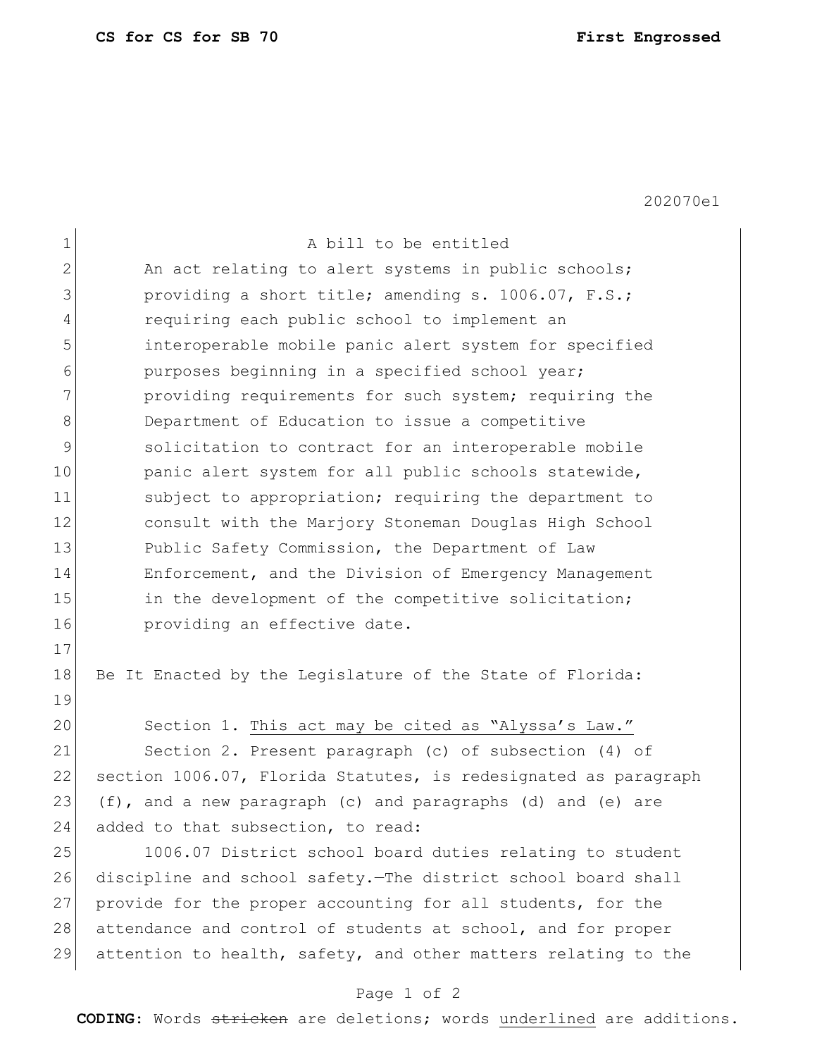202070e1

A bill to be entitled

An act relating to alert systems in public schools; providing a short title; amending s. 1006.07, F.S.; requiring each public school to implement an interoperable mobile panic alert system for specified purposes beginning in a specified school year; providing requirements for such system; requiring the Department of Education to issue a competitive solicitation to contract for an interoperable mobile panic alert system for all public schools statewide, subject to appropriation; requiring the department to consult with the Marjory Stoneman Douglas High School Public Safety Commission, the Department of Law Enforcement, and the Division of Emergency Management in the development of the competitive solicitation; providing an effective date.

Be It Enacted by the Legislature of the State of Florida:

Section 1. This act may be cited as "Alyssa's Law."

Section 2. Present paragraph (c) of subsection (4) of section 1006.07, Florida Statutes, is redesignated as paragraph (f), and a new paragraph (c) and paragraphs (d) and (e) are added to that subsection, to read:

1006.07 District school board duties relating to student discipline and school safety.—The district school board shall provide for the proper accounting for all students, for the attendance and control of students at school, and for proper attention to health, safety, and other matters relating to the

**CODING:** Words ~~stricken~~ are deletions; words underlined are additions.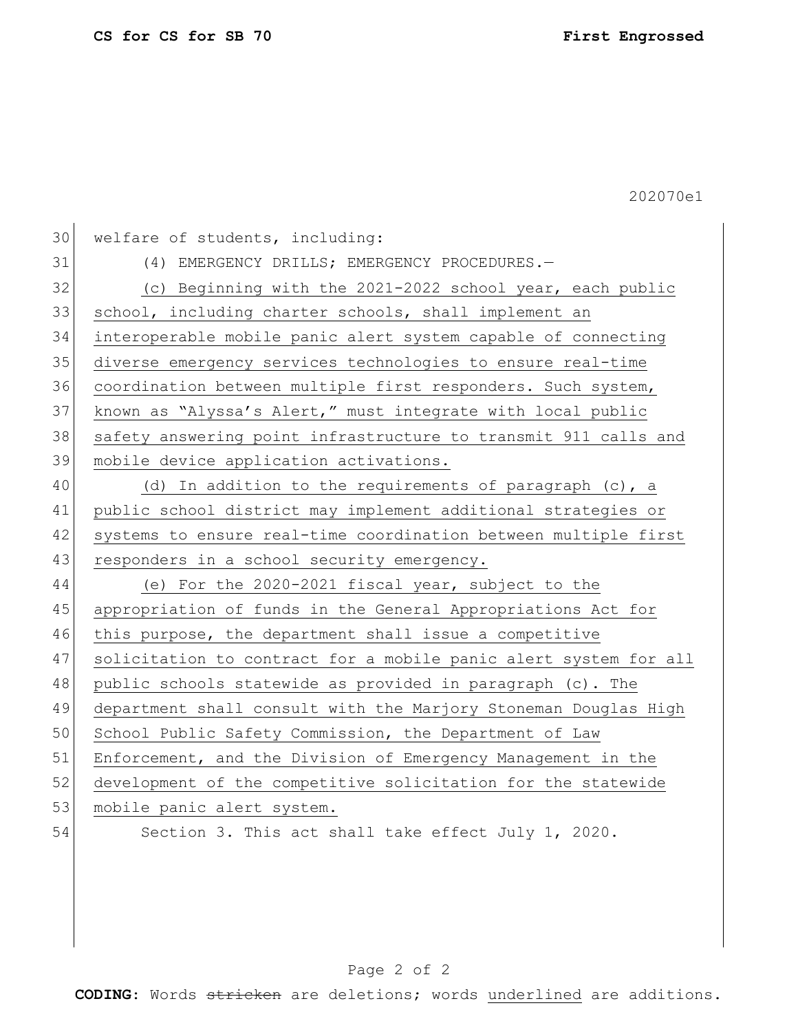welfare of students, including:

(4) EMERGENCY DRILLS; EMERGENCY PROCEDURES.—

(c) Beginning with the 2021-2022 school year, each public school, including charter schools, shall implement an interoperable mobile panic alert system capable of connecting diverse emergency services technologies to ensure real-time coordination between multiple first responders. Such system, known as "Alyssa's Alert," must integrate with local public safety answering point infrastructure to transmit 911 calls and mobile device application activations.

(d) In addition to the requirements of paragraph (c), a public school district may implement additional strategies or systems to ensure real-time coordination between multiple first responders in a school security emergency.

(e) For the 2020-2021 fiscal year, subject to the appropriation of funds in the General Appropriations Act for this purpose, the department shall issue a competitive solicitation to contract for a mobile panic alert system for all public schools statewide as provided in paragraph (c). The department shall consult with the Marjory Stoneman Douglas High School Public Safety Commission, the Department of Law Enforcement, and the Division of Emergency Management in the development of the competitive solicitation for the statewide mobile panic alert system.

Section 3. This act shall take effect July 1, 2020.

**CODING:** Words ~~stricken~~ are deletions; words underlined are additions.